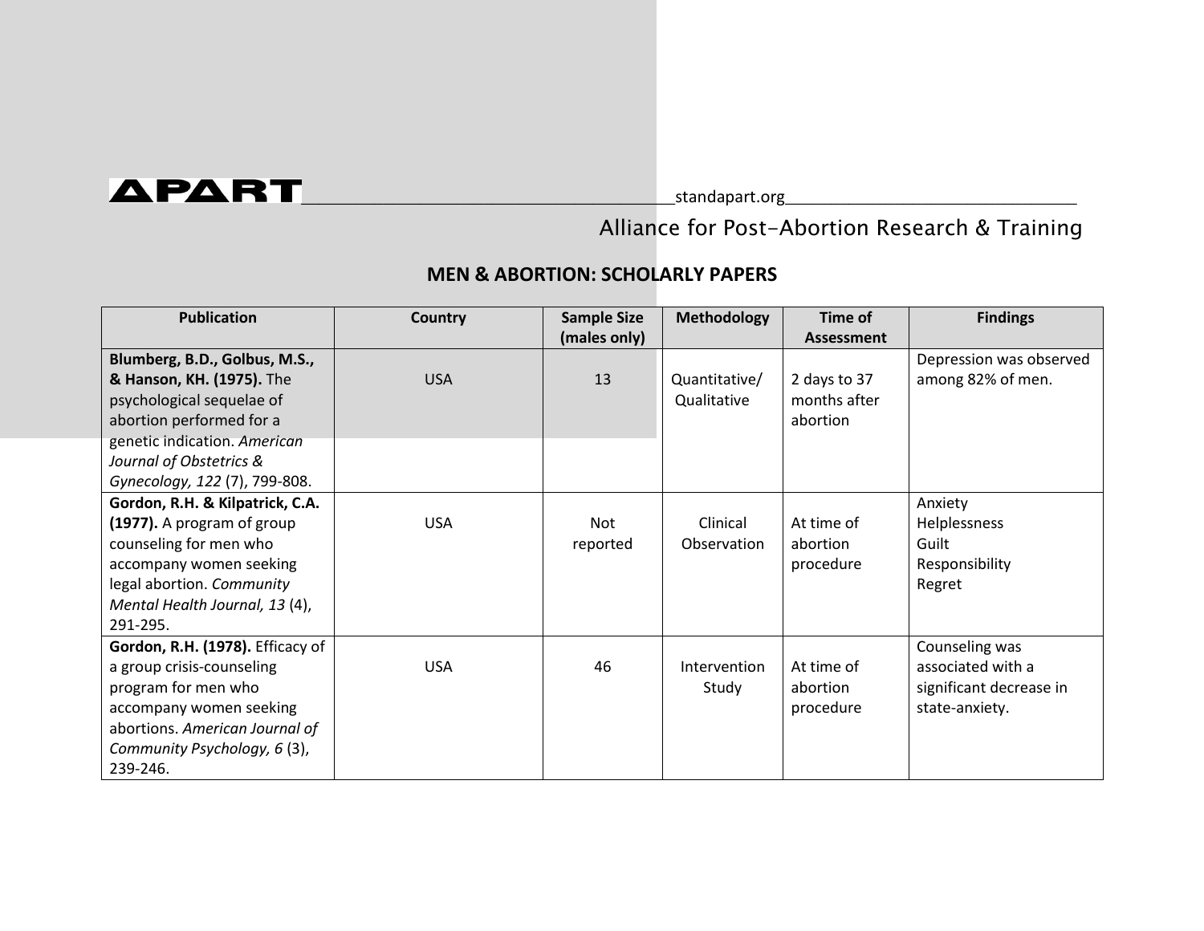**APART** standapart.org

Alliance for Post-Abortion Research & Training

## MEN & ABORTION: SCHOLARLY PAPERS

| Publication | Country | Sample Size (males only) | Methodology | Time of Assessment | Findings |
|---|---|---|---|---|---|
| **Blumberg, B.D., Golbus, M.S., & Hanson, KH. (1975).** The psychological sequelae of abortion performed for a genetic indication. *American Journal of Obstetrics & Gynecology, 122* (7), 799-808. | USA | 13 | Quantitative/ Qualitative | 2 days to 37 months after abortion | Depression was observed among 82% of men. |
| **Gordon, R.H. & Kilpatrick, C.A. (1977).** A program of group counseling for men who accompany women seeking legal abortion. *Community Mental Health Journal, 13* (4), 291-295. | USA | Not reported | Clinical Observation | At time of abortion procedure | Anxiety<br>Helplessness<br>Guilt<br>Responsibility<br>Regret |
| **Gordon, R.H. (1978).** Efficacy of a group crisis-counseling program for men who accompany women seeking abortions. *American Journal of Community Psychology, 6* (3), 239-246. | USA | 46 | Intervention Study | At time of abortion procedure | Counseling was associated with a significant decrease in state-anxiety. |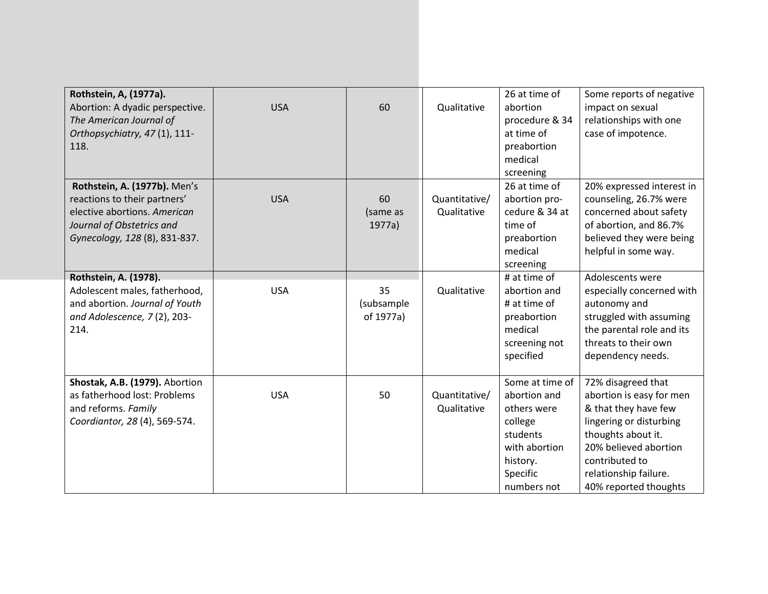| | | | | | |
|---|---|---|---|---|---|
| **Rothstein, A, (1977a).** Abortion: A dyadic perspective. *The American Journal of Orthopsychiatry, 47* (1), 111-118. | USA | 60 | Qualitative | 26 at time of abortion procedure & 34 at time of preabortion medical screening | Some reports of negative impact on sexual relationships with one case of impotence. |
| **Rothstein, A. (1977b).** Men's reactions to their partners' elective abortions. *American Journal of Obstetrics and Gynecology, 128* (8), 831-837. | USA | 60 (same as 1977a) | Quantitative/ Qualitative | 26 at time of abortion pro-cedure & 34 at time of preabortion medical screening | 20% expressed interest in counseling, 26.7% were concerned about safety of abortion, and 86.7% believed they were being helpful in some way. |
| **Rothstein, A. (1978).** Adolescent males, fatherhood, and abortion. *Journal of Youth and Adolescence, 7* (2), 203-214. | USA | 35 (subsample of 1977a) | Qualitative | # at time of abortion and # at time of preabortion medical screening not specified | Adolescents were especially concerned with autonomy and struggled with assuming the parental role and its threats to their own dependency needs. |
| **Shostak, A.B. (1979).** Abortion as fatherhood lost: Problems and reforms. *Family Coordiantor, 28* (4), 569-574. | USA | 50 | Quantitative/ Qualitative | Some at time of abortion and others were college students with abortion history. Specific numbers not | 72% disagreed that abortion is easy for men & that they have few lingering or disturbing thoughts about it. 20% believed abortion contributed to relationship failure. 40% reported thoughts |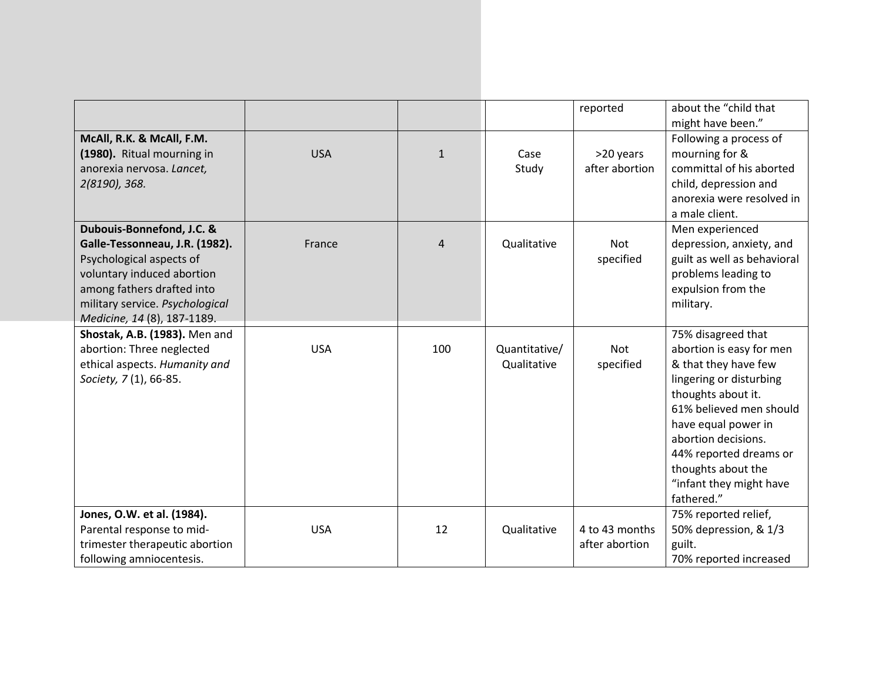| | | | | | |
|---|---|---|---|---|---|
| | | | | reported | about the "child that might have been." |
| **McAll, R.K. & McAll, F.M. (1980).** Ritual mourning in anorexia nervosa. *Lancet, 2(8190), 368.* | USA | 1 | Case Study | >20 years after abortion | Following a process of mourning for & committal of his aborted child, depression and anorexia were resolved in a male client. |
| **Dubouis-Bonnefond, J.C. & Galle-Tessonneau, J.R. (1982).** Psychological aspects of voluntary induced abortion among fathers drafted into military service. *Psychological Medicine, 14* (8), 187-1189. | France | 4 | Qualitative | Not specified | Men experienced depression, anxiety, and guilt as well as behavioral problems leading to expulsion from the military. |
| **Shostak, A.B. (1983).** Men and abortion: Three neglected ethical aspects. *Humanity and Society, 7* (1), 66-85. | USA | 100 | Quantitative/ Qualitative | Not specified | 75% disagreed that abortion is easy for men & that they have few lingering or disturbing thoughts about it. 61% believed men should have equal power in abortion decisions. 44% reported dreams or thoughts about the "infant they might have fathered." |
| **Jones, O.W. et al. (1984).** Parental response to mid-trimester therapeutic abortion following amniocentesis. | USA | 12 | Qualitative | 4 to 43 months after abortion | 75% reported relief, 50% depression, & 1/3 guilt. 70% reported increased |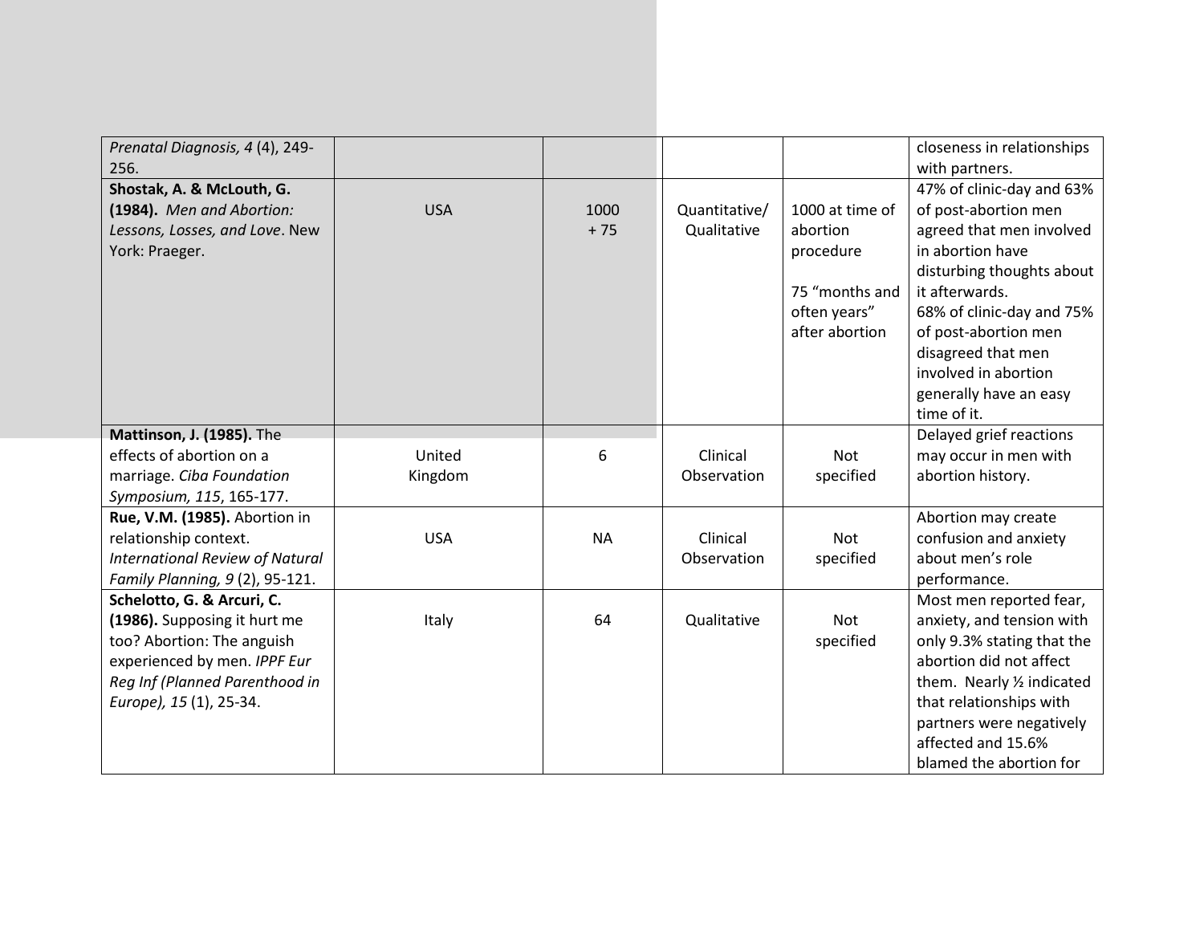| | | | | | |
|---|---|---|---|---|---|
| *Prenatal Diagnosis, 4* (4), 249-256. | | | | | closeness in relationships with partners. |
| **Shostak, A. & McLouth, G. (1984).** *Men and Abortion: Lessons, Losses, and Love*. New York: Praeger. | USA | 1000 + 75 | Quantitative/ Qualitative | 1000 at time of abortion procedure<br><br>75 "months and often years" after abortion | 47% of clinic-day and 63% of post-abortion men agreed that men involved in abortion have disturbing thoughts about it afterwards.<br>68% of clinic-day and 75% of post-abortion men disagreed that men involved in abortion generally have an easy time of it. |
| **Mattinson, J. (1985).** The effects of abortion on a marriage. *Ciba Foundation Symposium, 115*, 165-177. | United Kingdom | 6 | Clinical Observation | Not specified | Delayed grief reactions may occur in men with abortion history. |
| **Rue, V.M. (1985).** Abortion in relationship context. *International Review of Natural Family Planning, 9* (2), 95-121. | USA | NA | Clinical Observation | Not specified | Abortion may create confusion and anxiety about men's role performance. |
| **Schelotto, G. & Arcuri, C. (1986).** Supposing it hurt me too? Abortion: The anguish experienced by men. *IPPF Eur Reg Inf (Planned Parenthood in Europe), 15* (1), 25-34. | Italy | 64 | Qualitative | Not specified | Most men reported fear, anxiety, and tension with only 9.3% stating that the abortion did not affect them. Nearly ½ indicated that relationships with partners were negatively affected and 15.6% blamed the abortion for |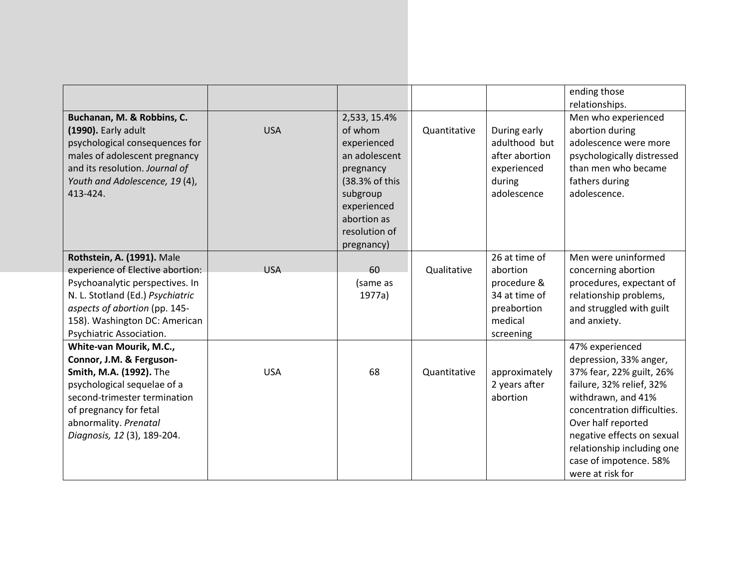| | | | | | |
|---|---|---|---|---|---|
| | | | | | ending those relationships. |
| **Buchanan, M. & Robbins, C. (1990).** Early adult psychological consequences for males of adolescent pregnancy and its resolution. *Journal of Youth and Adolescence, 19* (4), 413-424. | USA | 2,533, 15.4% of whom experienced an adolescent pregnancy (38.3% of this subgroup experienced abortion as resolution of pregnancy) | Quantitative | During early adulthood but after abortion experienced during adolescence | Men who experienced abortion during adolescence were more psychologically distressed than men who became fathers during adolescence. |
| **Rothstein, A. (1991).** Male experience of Elective abortion: Psychoanalytic perspectives. In N. L. Stotland (Ed.) *Psychiatric aspects of abortion* (pp. 145-158). Washington DC: American Psychiatric Association. | USA | 60 (same as 1977a) | Qualitative | 26 at time of abortion procedure & 34 at time of preabortion medical screening | Men were uninformed concerning abortion procedures, expectant of relationship problems, and struggled with guilt and anxiety. |
| **White-van Mourik, M.C., Connor, J.M. & Ferguson-Smith, M.A. (1992).** The psychological sequelae of a second-trimester termination of pregnancy for fetal abnormality. *Prenatal Diagnosis, 12* (3), 189-204. | USA | 68 | Quantitative | approximately 2 years after abortion | 47% experienced depression, 33% anger, 37% fear, 22% guilt, 26% failure, 32% relief, 32% withdrawn, and 41% concentration difficulties. Over half reported negative effects on sexual relationship including one case of impotence. 58% were at risk for |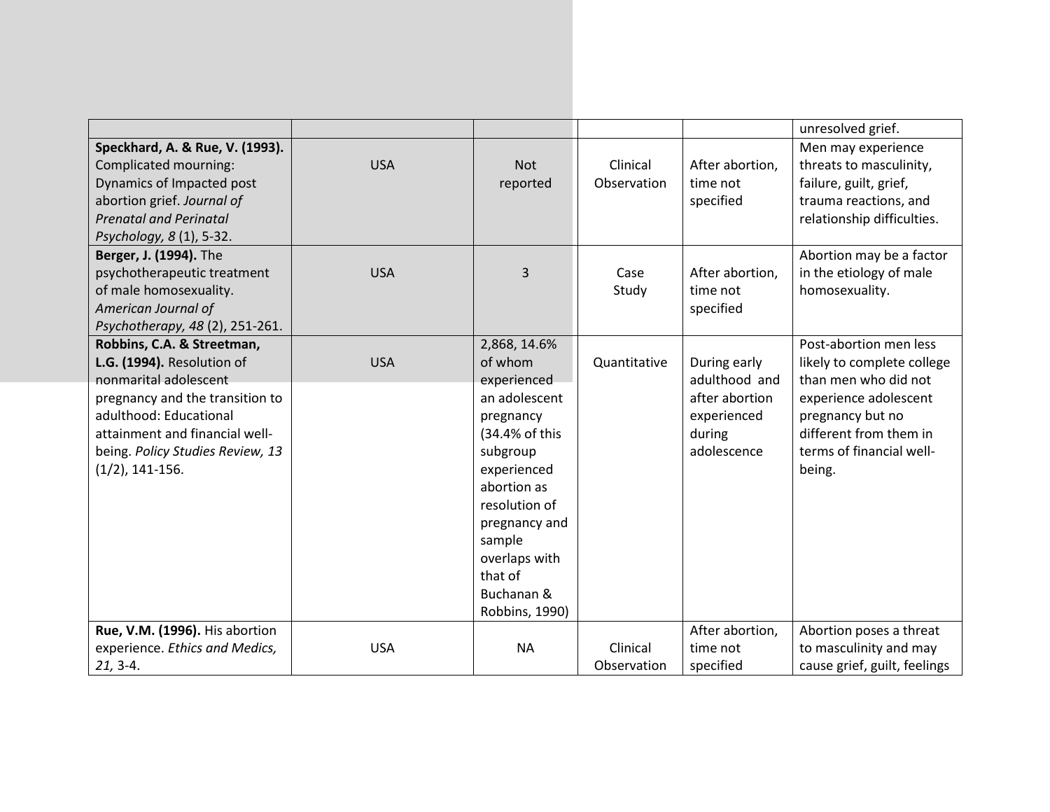| | | | | | |
|---|---|---|---|---|---|
| | | | | | unresolved grief. |
| **Speckhard, A. & Rue, V. (1993).** Complicated mourning: Dynamics of Impacted post abortion grief. *Journal of Prenatal and Perinatal Psychology, 8* (1), 5-32. | USA | Not reported | Clinical Observation | After abortion, time not specified | Men may experience threats to masculinity, failure, guilt, grief, trauma reactions, and relationship difficulties. |
| **Berger, J. (1994).** The psychotherapeutic treatment of male homosexuality. *American Journal of Psychotherapy, 48* (2), 251-261. | USA | 3 | Case Study | After abortion, time not specified | Abortion may be a factor in the etiology of male homosexuality. |
| **Robbins, C.A. & Streetman, L.G. (1994).** Resolution of nonmarital adolescent pregnancy and the transition to adulthood: Educational attainment and financial well-being. *Policy Studies Review, 13* (1/2), 141-156. | USA | 2,868, 14.6% of whom experienced an adolescent pregnancy (34.4% of this subgroup experienced abortion as resolution of pregnancy and sample overlaps with that of Buchanan & Robbins, 1990) | Quantitative | During early adulthood and after abortion experienced during adolescence | Post-abortion men less likely to complete college than men who did not experience adolescent pregnancy but no different from them in terms of financial well-being. |
| **Rue, V.M. (1996).** His abortion experience. *Ethics and Medics, 21,* 3-4. | USA | NA | Clinical Observation | After abortion, time not specified | Abortion poses a threat to masculinity and may cause grief, guilt, feelings |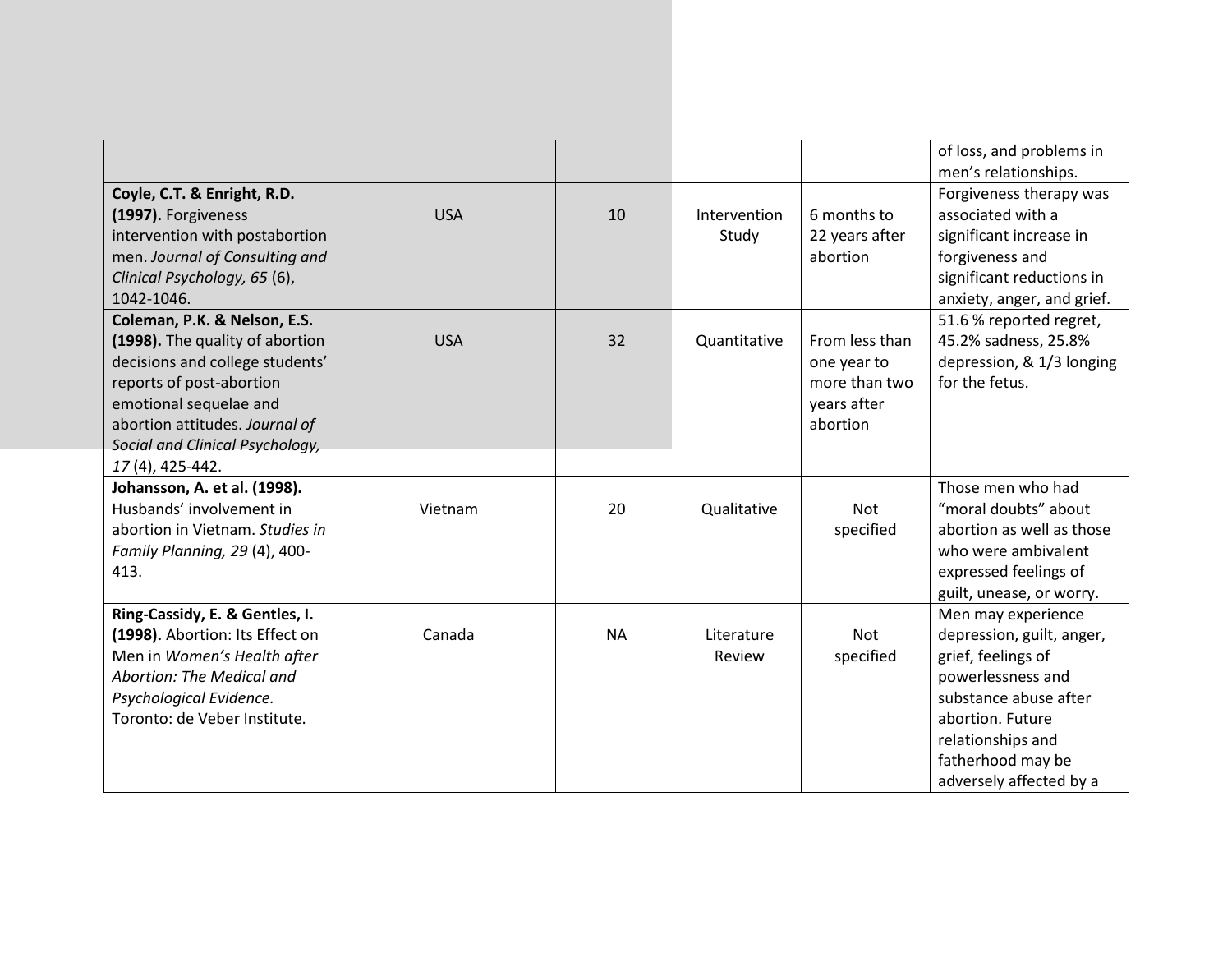| | | | | | |
|---|---|---|---|---|---|
| | | | | | of loss, and problems in men's relationships. |
| **Coyle, C.T. & Enright, R.D. (1997).** Forgiveness intervention with postabortion men. *Journal of Consulting and Clinical Psychology, 65* (6), 1042-1046. | USA | 10 | Intervention Study | 6 months to 22 years after abortion | Forgiveness therapy was associated with a significant increase in forgiveness and significant reductions in anxiety, anger, and grief. |
| **Coleman, P.K. & Nelson, E.S. (1998).** The quality of abortion decisions and college students' reports of post-abortion emotional sequelae and abortion attitudes. *Journal of Social and Clinical Psychology, 17* (4), 425-442. | USA | 32 | Quantitative | From less than one year to more than two years after abortion | 51.6 % reported regret, 45.2% sadness, 25.8% depression, & 1/3 longing for the fetus. |
| **Johansson, A. et al. (1998).** Husbands' involvement in abortion in Vietnam. *Studies in Family Planning, 29* (4), 400-413. | Vietnam | 20 | Qualitative | Not specified | Those men who had "moral doubts" about abortion as well as those who were ambivalent expressed feelings of guilt, unease, or worry. |
| **Ring-Cassidy, E. & Gentles, I. (1998).** Abortion: Its Effect on Men in *Women's Health after Abortion: The Medical and Psychological Evidence.* Toronto: de Veber Institute. | Canada | NA | Literature Review | Not specified | Men may experience depression, guilt, anger, grief, feelings of powerlessness and substance abuse after abortion. Future relationships and fatherhood may be adversely affected by a |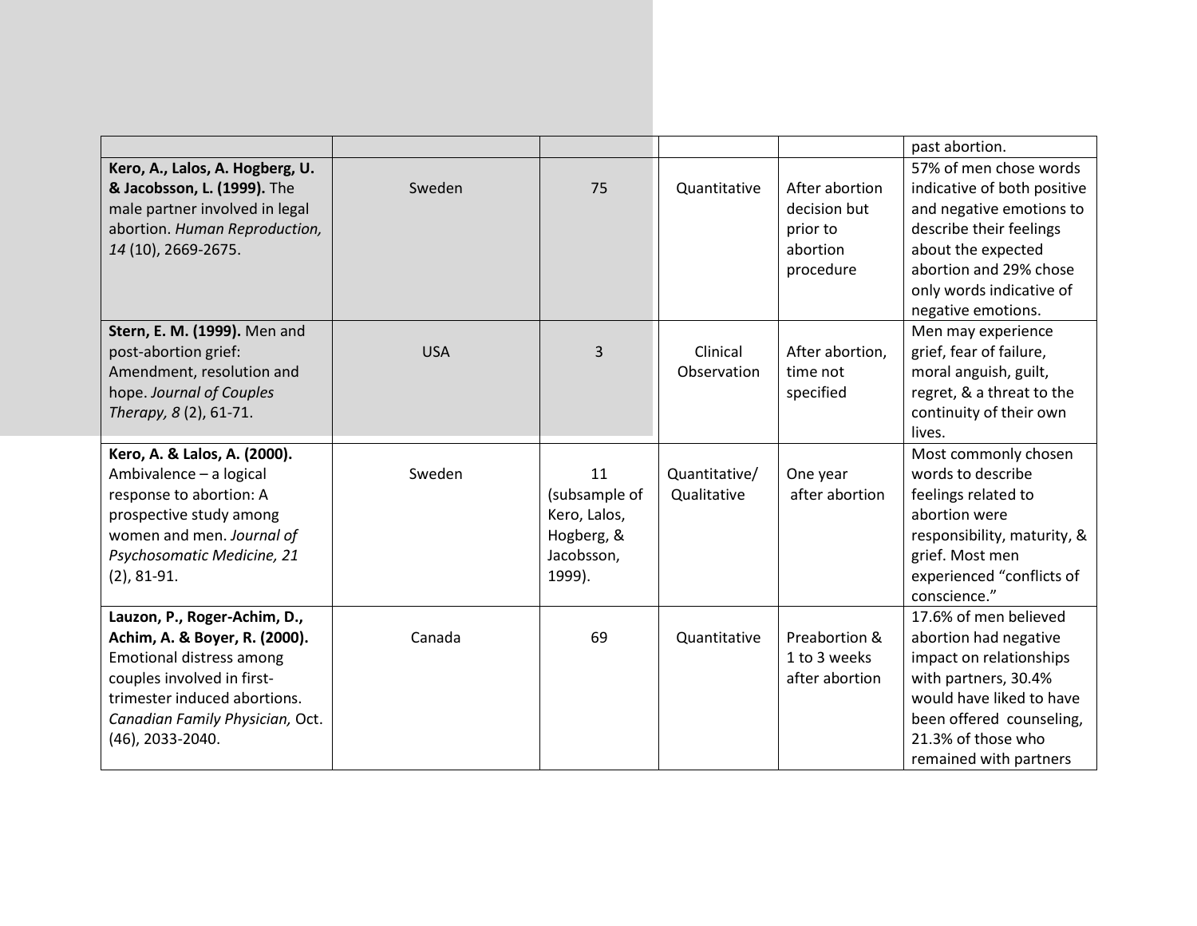| | | | | | |
|---|---|---|---|---|---|
| | | | | | past abortion. |
| **Kero, A., Lalos, A. Hogberg, U. & Jacobsson, L. (1999).** The male partner involved in legal abortion. *Human Reproduction, 14* (10), 2669-2675. | Sweden | 75 | Quantitative | After abortion decision but prior to abortion procedure | 57% of men chose words indicative of both positive and negative emotions to describe their feelings about the expected abortion and 29% chose only words indicative of negative emotions. |
| **Stern, E. M. (1999).** Men and post-abortion grief: Amendment, resolution and hope. *Journal of Couples Therapy, 8* (2), 61-71. | USA | 3 | Clinical Observation | After abortion, time not specified | Men may experience grief, fear of failure, moral anguish, guilt, regret, & a threat to the continuity of their own lives. |
| **Kero, A. & Lalos, A. (2000).** Ambivalence – a logical response to abortion: A prospective study among women and men. *Journal of Psychosomatic Medicine, 21* (2), 81-91. | Sweden | 11 (subsample of Kero, Lalos, Hogberg, & Jacobsson, 1999). | Quantitative/ Qualitative | One year after abortion | Most commonly chosen words to describe feelings related to abortion were responsibility, maturity, & grief. Most men experienced "conflicts of conscience." |
| **Lauzon, P., Roger-Achim, D., Achim, A. & Boyer, R. (2000).** Emotional distress among couples involved in first-trimester induced abortions. *Canadian Family Physician,* Oct. (46), 2033-2040. | Canada | 69 | Quantitative | Preabortion & 1 to 3 weeks after abortion | 17.6% of men believed abortion had negative impact on relationships with partners, 30.4% would have liked to have been offered counseling, 21.3% of those who remained with partners |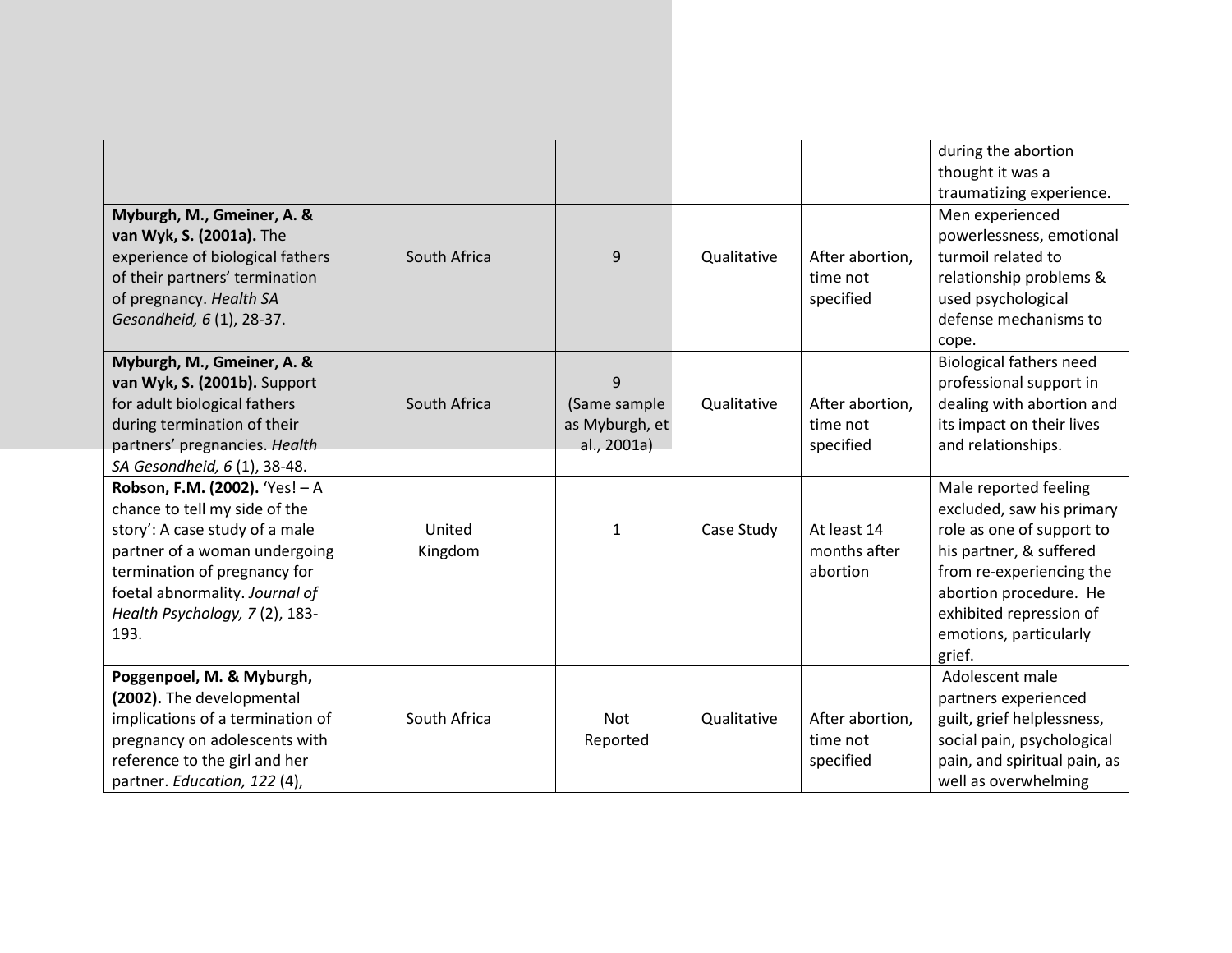| | | | | | |
|---|---|---|---|---|---|
| | | | | | during the abortion thought it was a traumatizing experience. |
| **Myburgh, M., Gmeiner, A. & van Wyk, S. (2001a).** The experience of biological fathers of their partners' termination of pregnancy. *Health SA Gesondheid, 6* (1), 28-37. | South Africa | 9 | Qualitative | After abortion, time not specified | Men experienced powerlessness, emotional turmoil related to relationship problems & used psychological defense mechanisms to cope. |
| **Myburgh, M., Gmeiner, A. & van Wyk, S. (2001b).** Support for adult biological fathers during termination of their partners' pregnancies. *Health SA Gesondheid, 6* (1), 38-48. | South Africa | 9 (Same sample as Myburgh, et al., 2001a) | Qualitative | After abortion, time not specified | Biological fathers need professional support in dealing with abortion and its impact on their lives and relationships. |
| **Robson, F.M. (2002).** 'Yes! – A chance to tell my side of the story': A case study of a male partner of a woman undergoing termination of pregnancy for foetal abnormality. *Journal of Health Psychology, 7* (2), 183-193. | United Kingdom | 1 | Case Study | At least 14 months after abortion | Male reported feeling excluded, saw his primary role as one of support to his partner, & suffered from re-experiencing the abortion procedure. He exhibited repression of emotions, particularly grief. |
| **Poggenpoel, M. & Myburgh, (2002).** The developmental implications of a termination of pregnancy on adolescents with reference to the girl and her partner. *Education, 122* (4), | South Africa | Not Reported | Qualitative | After abortion, time not specified | Adolescent male partners experienced guilt, grief helplessness, social pain, psychological pain, and spiritual pain, as well as overwhelming |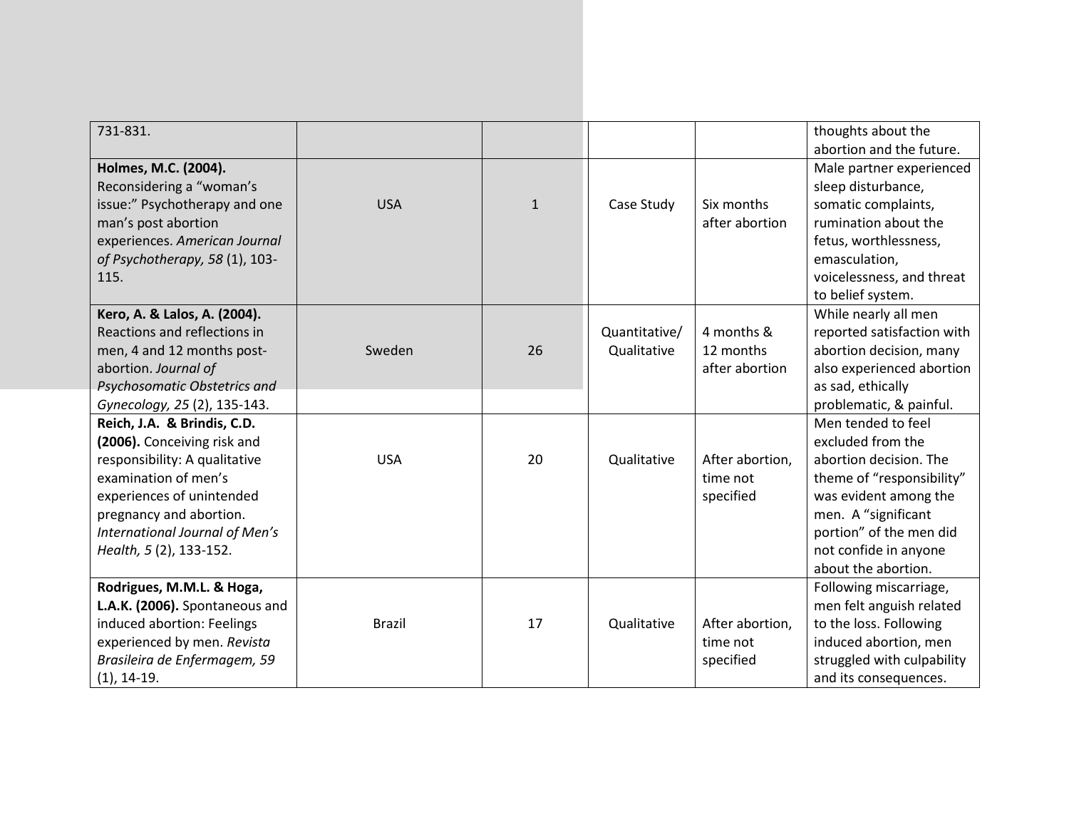| | | | | | |
|---|---|---|---|---|---|
| 731-831. | | | | | thoughts about the abortion and the future. |
| **Holmes, M.C. (2004).** Reconsidering a "woman's issue:" Psychotherapy and one man's post abortion experiences. *American Journal of Psychotherapy, 58* (1), 103-115. | USA | 1 | Case Study | Six months after abortion | Male partner experienced sleep disturbance, somatic complaints, rumination about the fetus, worthlessness, emasculation, voicelessness, and threat to belief system. |
| **Kero, A. & Lalos, A. (2004).** Reactions and reflections in men, 4 and 12 months post-abortion. *Journal of Psychosomatic Obstetrics and Gynecology, 25* (2), 135-143. | Sweden | 26 | Quantitative/ Qualitative | 4 months & 12 months after abortion | While nearly all men reported satisfaction with abortion decision, many also experienced abortion as sad, ethically problematic, & painful. |
| **Reich, J.A. & Brindis, C.D. (2006).** Conceiving risk and responsibility: A qualitative examination of men's experiences of unintended pregnancy and abortion. *International Journal of Men's Health, 5* (2), 133-152. | USA | 20 | Qualitative | After abortion, time not specified | Men tended to feel excluded from the abortion decision. The theme of "responsibility" was evident among the men. A "significant portion" of the men did not confide in anyone about the abortion. |
| **Rodrigues, M.M.L. & Hoga, L.A.K. (2006).** Spontaneous and induced abortion: Feelings experienced by men. *Revista Brasileira de Enfermagem, 59* (1), 14-19. | Brazil | 17 | Qualitative | After abortion, time not specified | Following miscarriage, men felt anguish related to the loss. Following induced abortion, men struggled with culpability and its consequences. |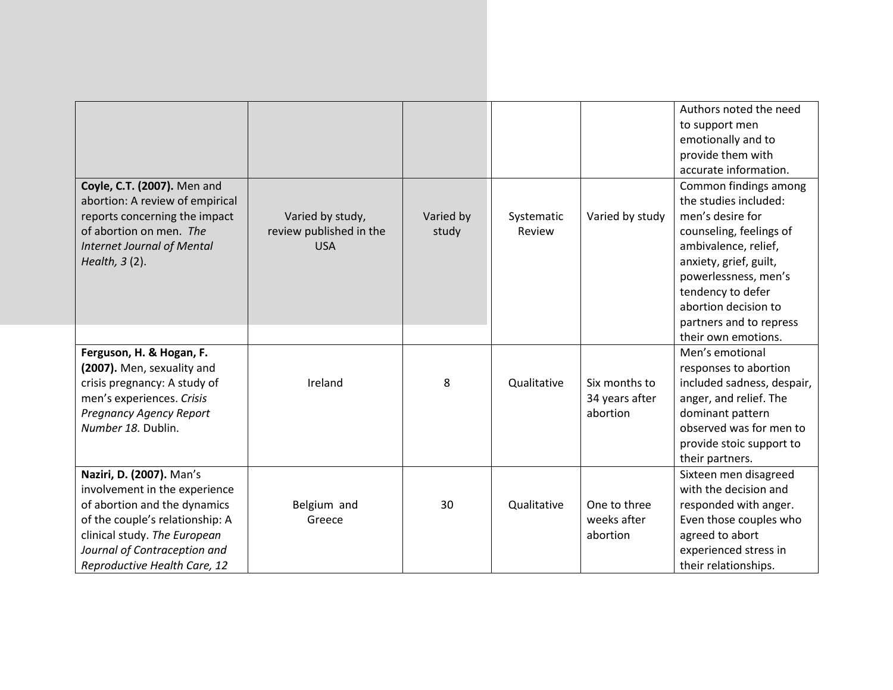| | | | | | |
|---|---|---|---|---|---|
| | | | | | Authors noted the need to support men emotionally and to provide them with accurate information. |
| **Coyle, C.T. (2007).** Men and abortion: A review of empirical reports concerning the impact of abortion on men. *The Internet Journal of Mental Health, 3* (2). | Varied by study, review published in the USA | Varied by study | Systematic Review | Varied by study | Common findings among the studies included: men's desire for counseling, feelings of ambivalence, relief, anxiety, grief, guilt, powerlessness, men's tendency to defer abortion decision to partners and to repress their own emotions. |
| **Ferguson, H. & Hogan, F. (2007).** Men, sexuality and crisis pregnancy: A study of men's experiences. *Crisis Pregnancy Agency Report Number 18.* Dublin. | Ireland | 8 | Qualitative | Six months to 34 years after abortion | Men's emotional responses to abortion included sadness, despair, anger, and relief. The dominant pattern observed was for men to provide stoic support to their partners. |
| **Naziri, D. (2007).** Man's involvement in the experience of abortion and the dynamics of the couple's relationship: A clinical study. *The European Journal of Contraception and Reproductive Health Care, 12* | Belgium and Greece | 30 | Qualitative | One to three weeks after abortion | Sixteen men disagreed with the decision and responded with anger. Even those couples who agreed to abort experienced stress in their relationships. |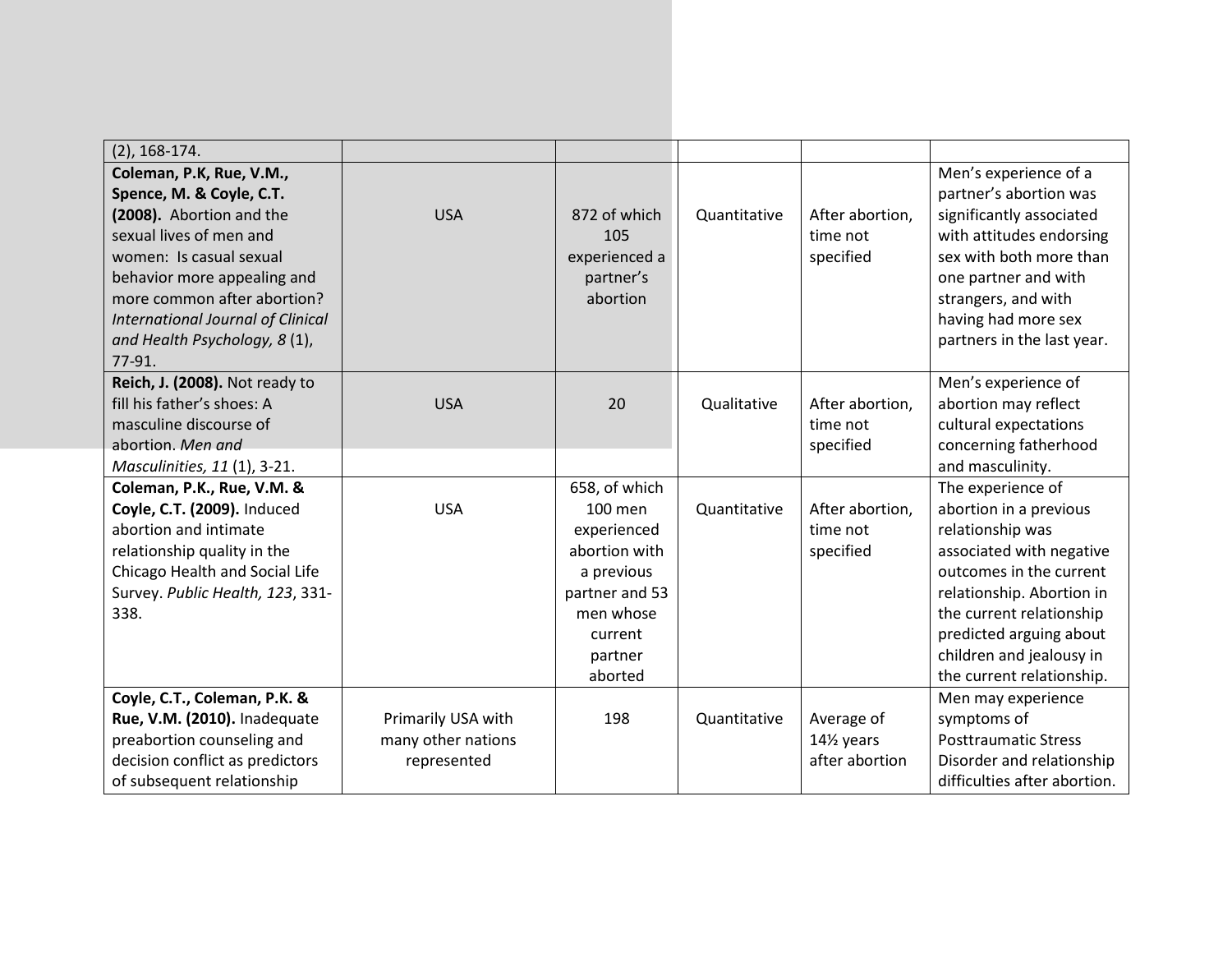| | | | | | |
|---|---|---|---|---|---|
| (2), 168-174. | | | | | |
| **Coleman, P.K, Rue, V.M., Spence, M. & Coyle, C.T. (2008).** Abortion and the sexual lives of men and women: Is casual sexual behavior more appealing and more common after abortion? *International Journal of Clinical and Health Psychology, 8* (1), 77-91. | USA | 872 of which 105 experienced a partner's abortion | Quantitative | After abortion, time not specified | Men's experience of a partner's abortion was significantly associated with attitudes endorsing sex with both more than one partner and with strangers, and with having had more sex partners in the last year. |
| **Reich, J. (2008).** Not ready to fill his father's shoes: A masculine discourse of abortion. *Men and Masculinities, 11* (1), 3-21. | USA | 20 | Qualitative | After abortion, time not specified | Men's experience of abortion may reflect cultural expectations concerning fatherhood and masculinity. |
| **Coleman, P.K., Rue, V.M. & Coyle, C.T. (2009).** Induced abortion and intimate relationship quality in the Chicago Health and Social Life Survey. *Public Health, 123*, 331-338. | USA | 658, of which 100 men experienced abortion with a previous partner and 53 men whose current partner aborted | Quantitative | After abortion, time not specified | The experience of abortion in a previous relationship was associated with negative outcomes in the current relationship. Abortion in the current relationship predicted arguing about children and jealousy in the current relationship. |
| **Coyle, C.T., Coleman, P.K. & Rue, V.M. (2010).** Inadequate preabortion counseling and decision conflict as predictors of subsequent relationship | Primarily USA with many other nations represented | 198 | Quantitative | Average of 14½ years after abortion | Men may experience symptoms of Posttraumatic Stress Disorder and relationship difficulties after abortion. |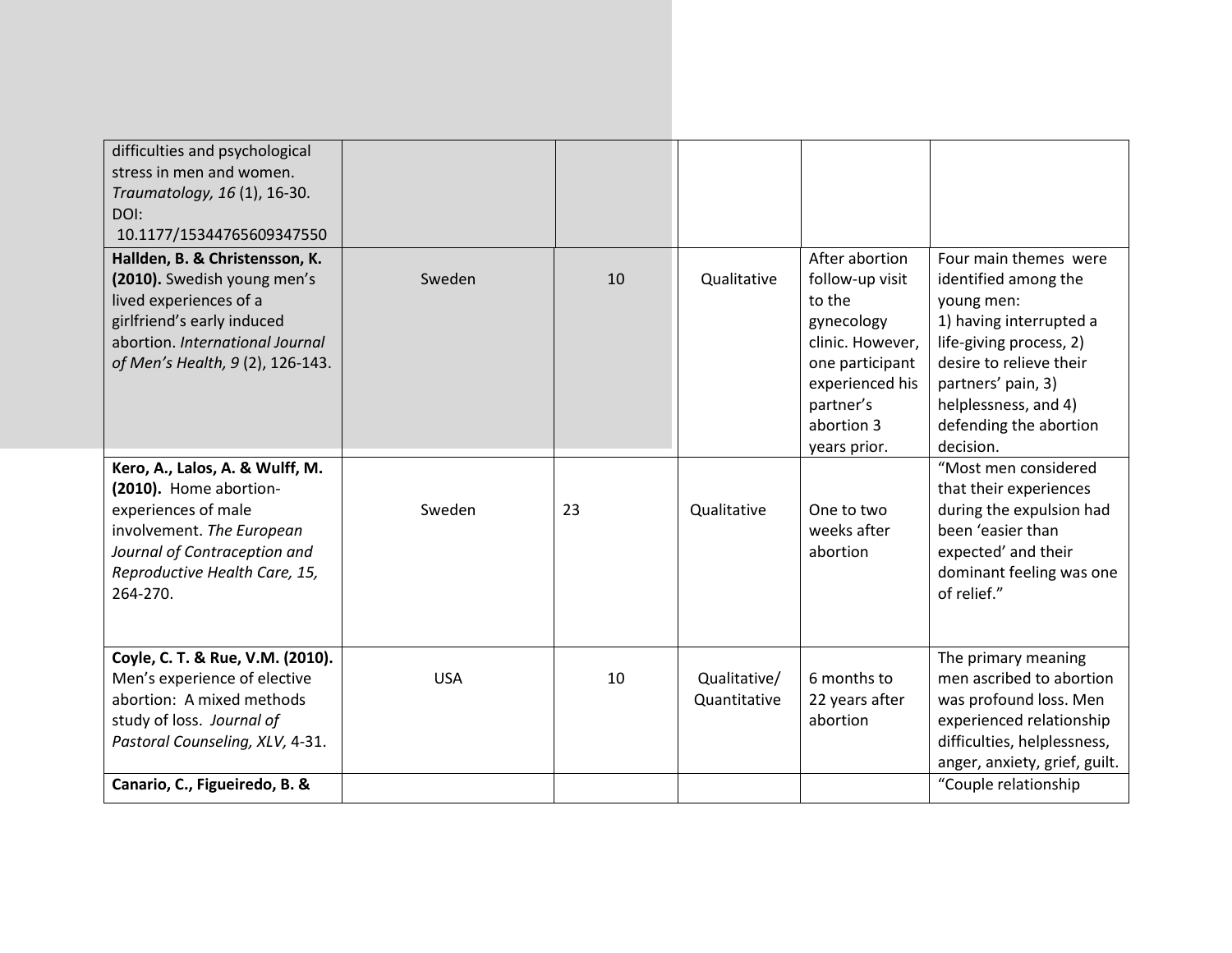| | | | | | |
|---|---|---|---|---|---|
| difficulties and psychological stress in men and women. *Traumatology, 16* (1), 16-30. DOI: 10.1177/1534476560934755​0 | | | | | |
| **Hallden, B. & Christensson, K. (2010).** Swedish young men's lived experiences of a girlfriend's early induced abortion. *International Journal of Men's Health, 9* (2), 126-143. | Sweden | 10 | Qualitative | After abortion follow-up visit to the gynecology clinic. However, one participant experienced his partner's abortion 3 years prior. | Four main themes were identified among the young men: 1) having interrupted a life-giving process, 2) desire to relieve their partners' pain, 3) helplessness, and 4) defending the abortion decision. |
| **Kero, A., Lalos, A. & Wulff, M. (2010).** Home abortion-experiences of male involvement. *The European Journal of Contraception and Reproductive Health Care, 15,* 264-270. | Sweden | 23 | Qualitative | One to two weeks after abortion | "Most men considered that their experiences during the expulsion had been 'easier than expected' and their dominant feeling was one of relief." |
| **Coyle, C. T. & Rue, V.M. (2010).** Men's experience of elective abortion: A mixed methods study of loss. *Journal of Pastoral Counseling, XLV,* 4-31. | USA | 10 | Qualitative/ Quantitative | 6 months to 22 years after abortion | The primary meaning men ascribed to abortion was profound loss. Men experienced relationship difficulties, helplessness, anger, anxiety, grief, guilt. |
| **Canario, C., Figueiredo, B. &** | | | | | "Couple relationship |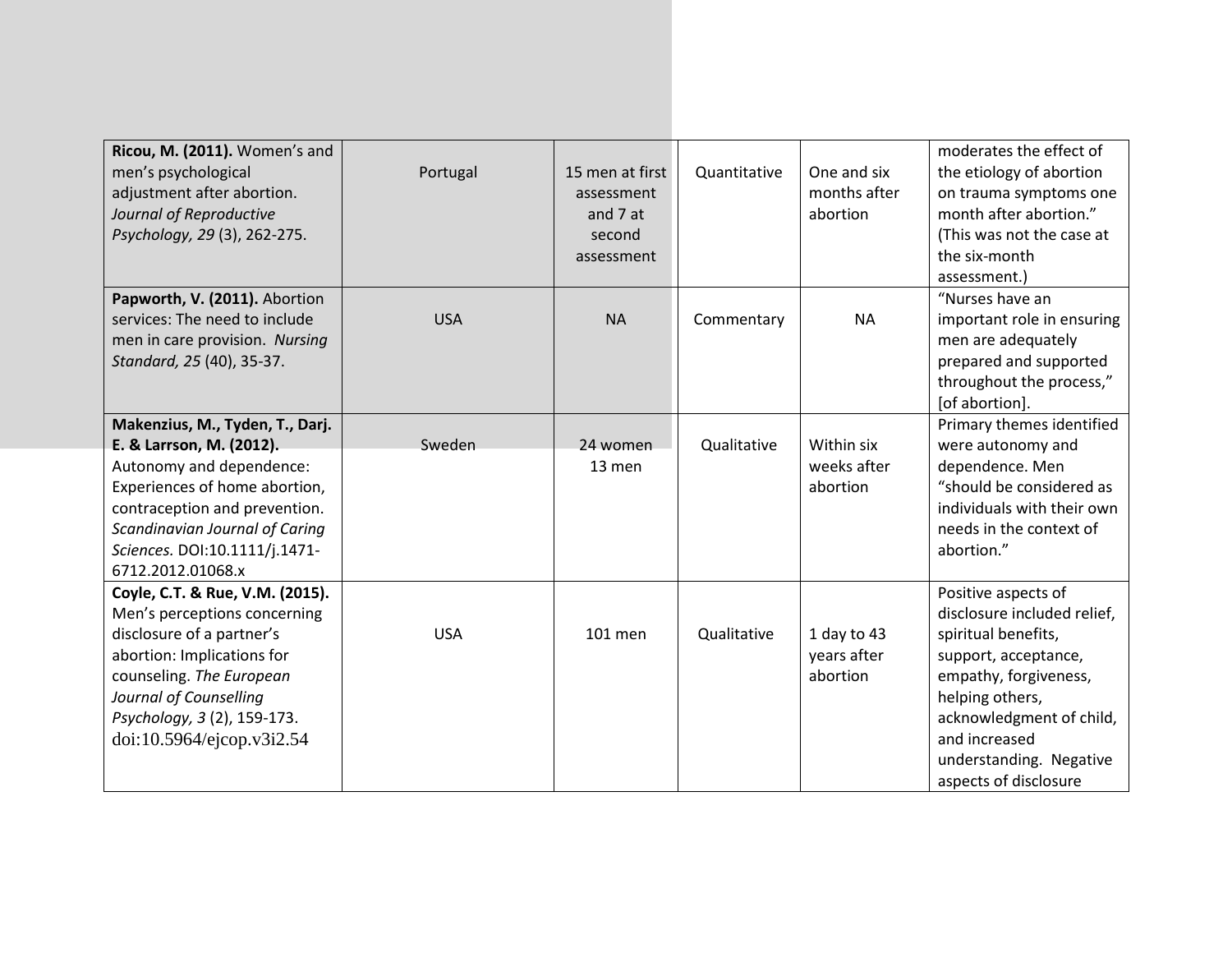| | | | | | |
|---|---|---|---|---|---|
| **Ricou, M. (2011).** Women's and men's psychological adjustment after abortion. *Journal of Reproductive Psychology, 29* (3), 262-275. | Portugal | 15 men at first assessment and 7 at second assessment | Quantitative | One and six months after abortion | moderates the effect of the etiology of abortion on trauma symptoms one month after abortion." (This was not the case at the six-month assessment.) |
| **Papworth, V. (2011).** Abortion services: The need to include men in care provision. *Nursing Standard, 25* (40), 35-37. | USA | NA | Commentary | NA | "Nurses have an important role in ensuring men are adequately prepared and supported throughout the process," [of abortion]. |
| **Makenzius, M., Tyden, T., Darj. E. & Larrson, M. (2012).** Autonomy and dependence: Experiences of home abortion, contraception and prevention. *Scandinavian Journal of Caring Sciences.* DOI:10.1111/j.1471-6712.2012.01068.x | Sweden | 24 women 13 men | Qualitative | Within six weeks after abortion | Primary themes identified were autonomy and dependence. Men "should be considered as individuals with their own needs in the context of abortion." |
| **Coyle, C.T. & Rue, V.M. (2015).** Men's perceptions concerning disclosure of a partner's abortion: Implications for counseling. *The European Journal of Counselling Psychology, 3* (2), 159-173. doi:10.5964/ejcop.v3i2.54 | USA | 101 men | Qualitative | 1 day to 43 years after abortion | Positive aspects of disclosure included relief, spiritual benefits, support, acceptance, empathy, forgiveness, helping others, acknowledgment of child, and increased understanding. Negative aspects of disclosure |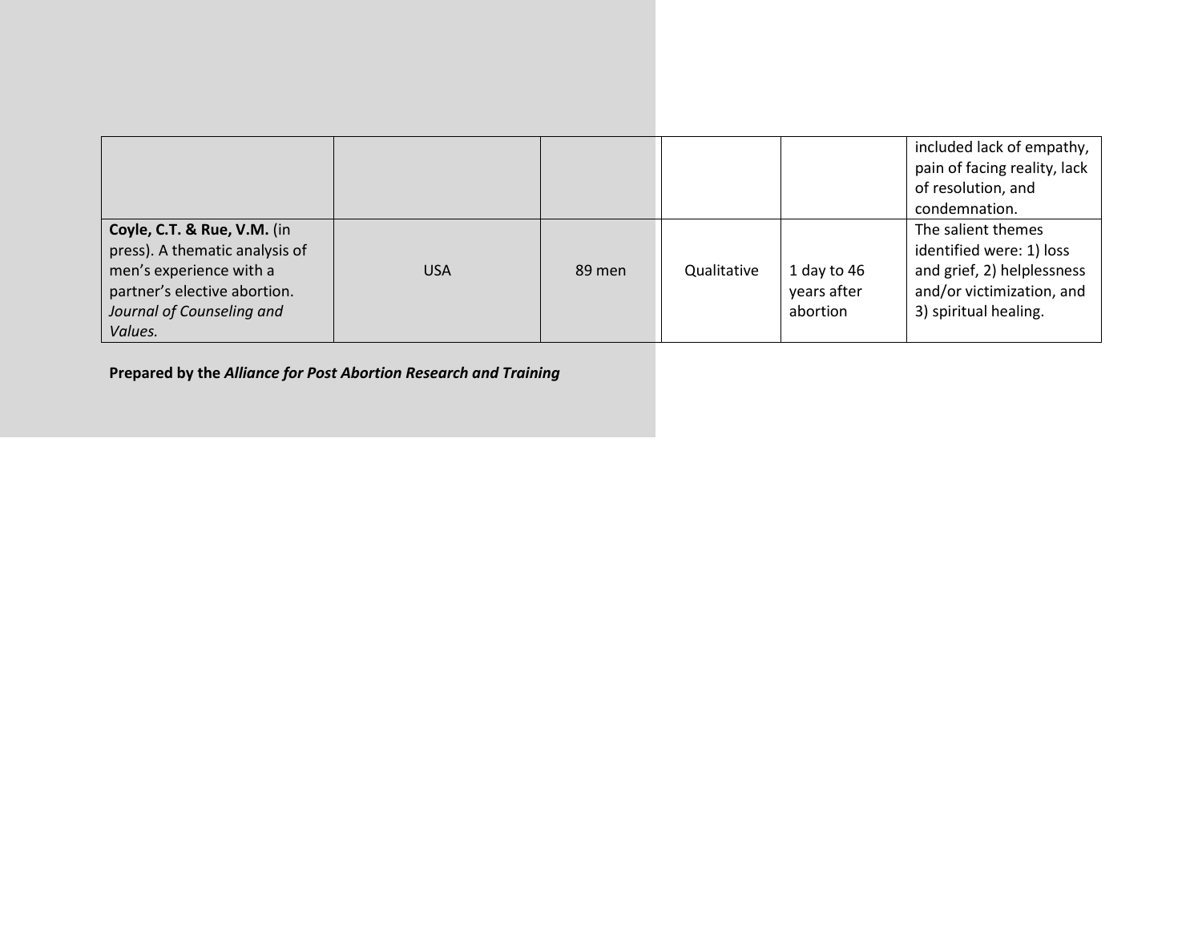| | | | | | |
|---|---|---|---|---|---|
| | | | | | included lack of empathy, pain of facing reality, lack of resolution, and condemnation. |
| **Coyle, C.T. & Rue, V.M.** (in press). A thematic analysis of men's experience with a partner's elective abortion. *Journal of Counseling and Values.* | USA | 89 men | Qualitative | 1 day to 46 years after abortion | The salient themes identified were: 1) loss and grief, 2) helplessness and/or victimization, and 3) spiritual healing. |

**Prepared by the *Alliance for Post Abortion Research and Training***